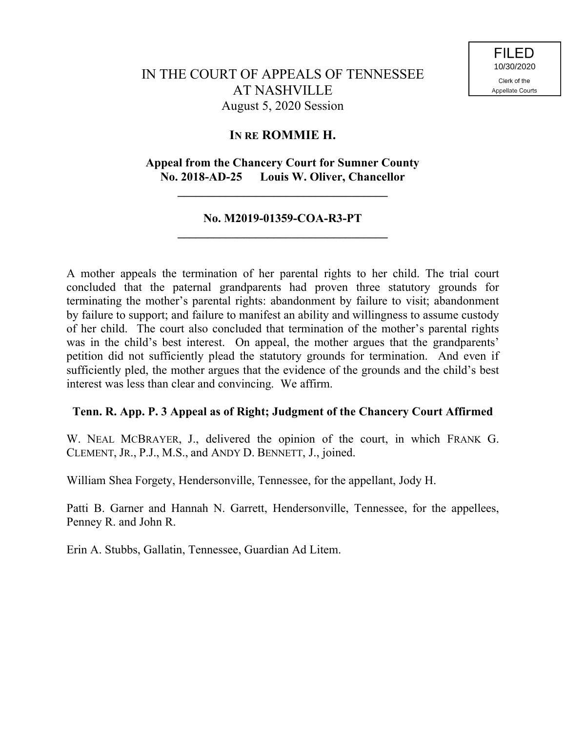FILED
10/30/2020
Clerk of the
Appellate Courts

# IN THE COURT OF APPEALS OF TENNESSEE AT NASHVILLE

August 5, 2020 Session

## IN RE ROMMIE H.

**Appeal from the Chancery Court for Sumner County**
**No. 2018-AD-25 Louis W. Oliver, Chancellor**

---

**No. M2019-01359-COA-R3-PT**

---

A mother appeals the termination of her parental rights to her child. The trial court concluded that the paternal grandparents had proven three statutory grounds for terminating the mother's parental rights: abandonment by failure to visit; abandonment by failure to support; and failure to manifest an ability and willingness to assume custody of her child. The court also concluded that termination of the mother's parental rights was in the child's best interest. On appeal, the mother argues that the grandparents' petition did not sufficiently plead the statutory grounds for termination. And even if sufficiently pled, the mother argues that the evidence of the grounds and the child's best interest was less than clear and convincing. We affirm.

**Tenn. R. App. P. 3 Appeal as of Right; Judgment of the Chancery Court Affirmed**

W. NEAL MCBRAYER, J., delivered the opinion of the court, in which FRANK G. CLEMENT, JR., P.J., M.S., and ANDY D. BENNETT, J., joined.

William Shea Forgety, Hendersonville, Tennessee, for the appellant, Jody H.

Patti B. Garner and Hannah N. Garrett, Hendersonville, Tennessee, for the appellees, Penney R. and John R.

Erin A. Stubbs, Gallatin, Tennessee, Guardian Ad Litem.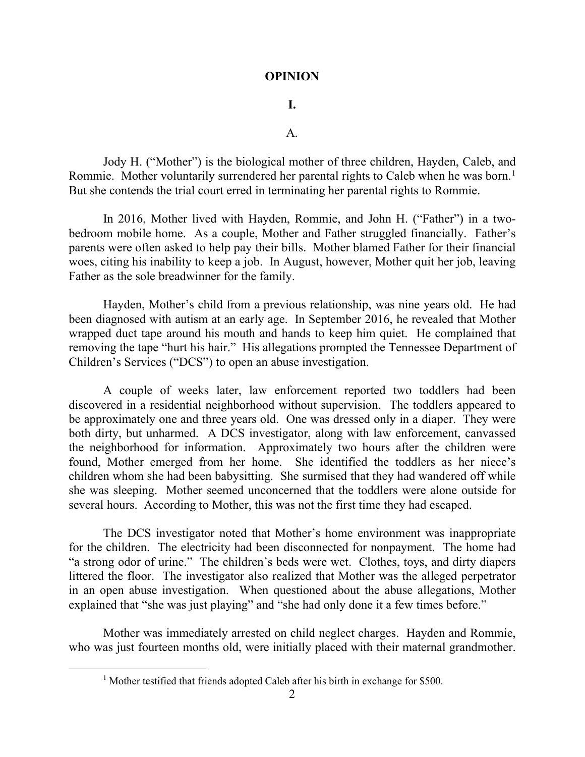# OPINION

## I.

### A.

Jody H. ("Mother") is the biological mother of three children, Hayden, Caleb, and Rommie. Mother voluntarily surrendered her parental rights to Caleb when he was born.[1] But she contends the trial court erred in terminating her parental rights to Rommie.

In 2016, Mother lived with Hayden, Rommie, and John H. ("Father") in a two-bedroom mobile home. As a couple, Mother and Father struggled financially. Father's parents were often asked to help pay their bills. Mother blamed Father for their financial woes, citing his inability to keep a job. In August, however, Mother quit her job, leaving Father as the sole breadwinner for the family.

Hayden, Mother's child from a previous relationship, was nine years old. He had been diagnosed with autism at an early age. In September 2016, he revealed that Mother wrapped duct tape around his mouth and hands to keep him quiet. He complained that removing the tape "hurt his hair." His allegations prompted the Tennessee Department of Children's Services ("DCS") to open an abuse investigation.

A couple of weeks later, law enforcement reported two toddlers had been discovered in a residential neighborhood without supervision. The toddlers appeared to be approximately one and three years old. One was dressed only in a diaper. They were both dirty, but unharmed. A DCS investigator, along with law enforcement, canvassed the neighborhood for information. Approximately two hours after the children were found, Mother emerged from her home. She identified the toddlers as her niece's children whom she had been babysitting. She surmised that they had wandered off while she was sleeping. Mother seemed unconcerned that the toddlers were alone outside for several hours. According to Mother, this was not the first time they had escaped.

The DCS investigator noted that Mother's home environment was inappropriate for the children. The electricity had been disconnected for nonpayment. The home had "a strong odor of urine." The children's beds were wet. Clothes, toys, and dirty diapers littered the floor. The investigator also realized that Mother was the alleged perpetrator in an open abuse investigation. When questioned about the abuse allegations, Mother explained that "she was just playing" and "she had only done it a few times before."

Mother was immediately arrested on child neglect charges. Hayden and Rommie, who was just fourteen months old, were initially placed with their maternal grandmother.

---

[1] Mother testified that friends adopted Caleb after his birth in exchange for $500.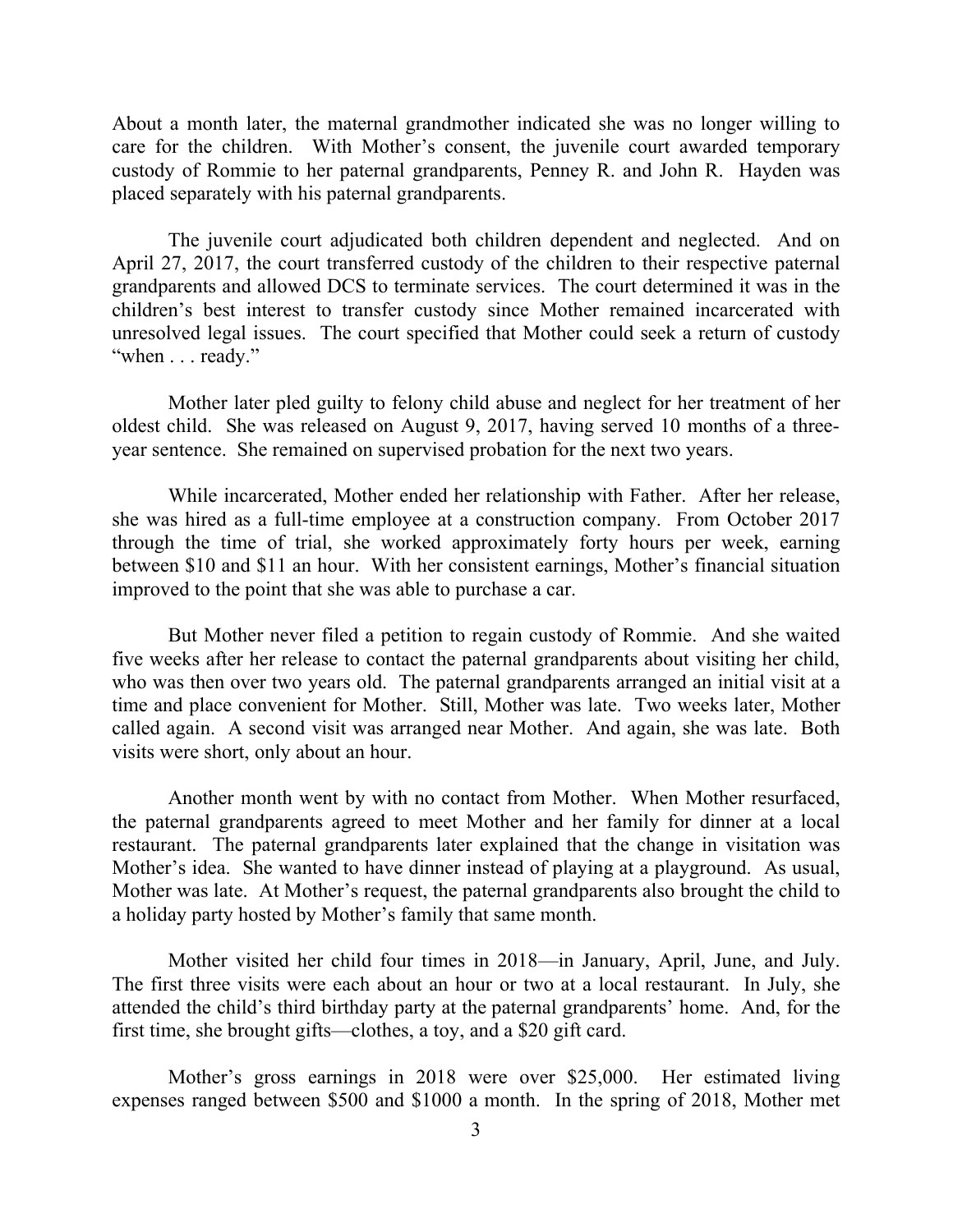About a month later, the maternal grandmother indicated she was no longer willing to care for the children. With Mother's consent, the juvenile court awarded temporary custody of Rommie to her paternal grandparents, Penney R. and John R. Hayden was placed separately with his paternal grandparents.

The juvenile court adjudicated both children dependent and neglected. And on April 27, 2017, the court transferred custody of the children to their respective paternal grandparents and allowed DCS to terminate services. The court determined it was in the children's best interest to transfer custody since Mother remained incarcerated with unresolved legal issues. The court specified that Mother could seek a return of custody "when . . . ready."

Mother later pled guilty to felony child abuse and neglect for her treatment of her oldest child. She was released on August 9, 2017, having served 10 months of a three-year sentence. She remained on supervised probation for the next two years.

While incarcerated, Mother ended her relationship with Father. After her release, she was hired as a full-time employee at a construction company. From October 2017 through the time of trial, she worked approximately forty hours per week, earning between $10 and $11 an hour. With her consistent earnings, Mother's financial situation improved to the point that she was able to purchase a car.

But Mother never filed a petition to regain custody of Rommie. And she waited five weeks after her release to contact the paternal grandparents about visiting her child, who was then over two years old. The paternal grandparents arranged an initial visit at a time and place convenient for Mother. Still, Mother was late. Two weeks later, Mother called again. A second visit was arranged near Mother. And again, she was late. Both visits were short, only about an hour.

Another month went by with no contact from Mother. When Mother resurfaced, the paternal grandparents agreed to meet Mother and her family for dinner at a local restaurant. The paternal grandparents later explained that the change in visitation was Mother's idea. She wanted to have dinner instead of playing at a playground. As usual, Mother was late. At Mother's request, the paternal grandparents also brought the child to a holiday party hosted by Mother's family that same month.

Mother visited her child four times in 2018—in January, April, June, and July. The first three visits were each about an hour or two at a local restaurant. In July, she attended the child's third birthday party at the paternal grandparents' home. And, for the first time, she brought gifts—clothes, a toy, and a $20 gift card.

Mother's gross earnings in 2018 were over $25,000. Her estimated living expenses ranged between $500 and $1000 a month. In the spring of 2018, Mother met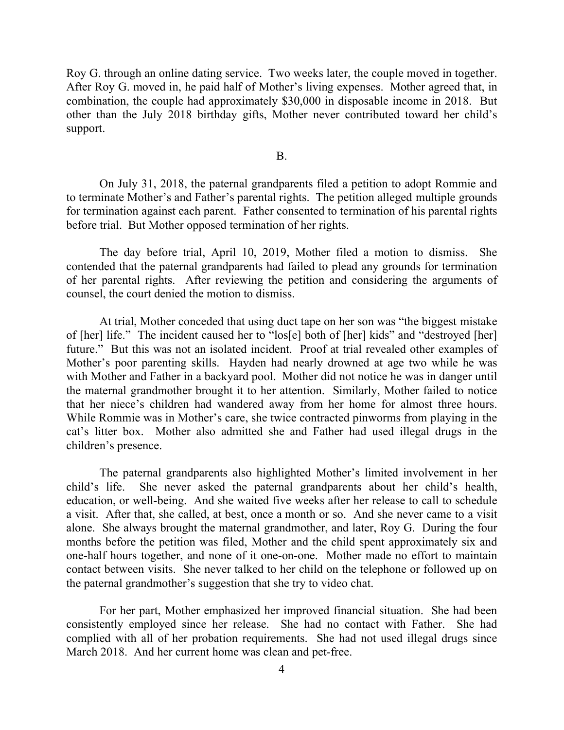Roy G. through an online dating service. Two weeks later, the couple moved in together. After Roy G. moved in, he paid half of Mother's living expenses. Mother agreed that, in combination, the couple had approximately $30,000 in disposable income in 2018. But other than the July 2018 birthday gifts, Mother never contributed toward her child's support.

B.

On July 31, 2018, the paternal grandparents filed a petition to adopt Rommie and to terminate Mother's and Father's parental rights. The petition alleged multiple grounds for termination against each parent. Father consented to termination of his parental rights before trial. But Mother opposed termination of her rights.

The day before trial, April 10, 2019, Mother filed a motion to dismiss. She contended that the paternal grandparents had failed to plead any grounds for termination of her parental rights. After reviewing the petition and considering the arguments of counsel, the court denied the motion to dismiss.

At trial, Mother conceded that using duct tape on her son was "the biggest mistake of [her] life." The incident caused her to "los[e] both of [her] kids" and "destroyed [her] future." But this was not an isolated incident. Proof at trial revealed other examples of Mother's poor parenting skills. Hayden had nearly drowned at age two while he was with Mother and Father in a backyard pool. Mother did not notice he was in danger until the maternal grandmother brought it to her attention. Similarly, Mother failed to notice that her niece's children had wandered away from her home for almost three hours. While Rommie was in Mother's care, she twice contracted pinworms from playing in the cat's litter box. Mother also admitted she and Father had used illegal drugs in the children's presence.

The paternal grandparents also highlighted Mother's limited involvement in her child's life. She never asked the paternal grandparents about her child's health, education, or well-being. And she waited five weeks after her release to call to schedule a visit. After that, she called, at best, once a month or so. And she never came to a visit alone. She always brought the maternal grandmother, and later, Roy G. During the four months before the petition was filed, Mother and the child spent approximately six and one-half hours together, and none of it one-on-one. Mother made no effort to maintain contact between visits. She never talked to her child on the telephone or followed up on the paternal grandmother's suggestion that she try to video chat.

For her part, Mother emphasized her improved financial situation. She had been consistently employed since her release. She had no contact with Father. She had complied with all of her probation requirements. She had not used illegal drugs since March 2018. And her current home was clean and pet-free.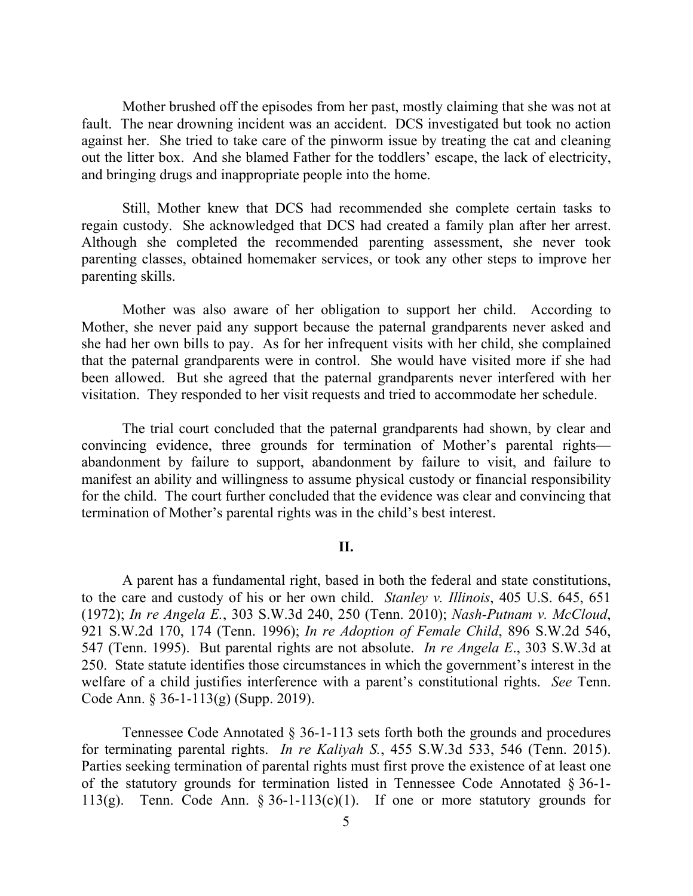Mother brushed off the episodes from her past, mostly claiming that she was not at fault. The near drowning incident was an accident. DCS investigated but took no action against her. She tried to take care of the pinworm issue by treating the cat and cleaning out the litter box. And she blamed Father for the toddlers' escape, the lack of electricity, and bringing drugs and inappropriate people into the home.

Still, Mother knew that DCS had recommended she complete certain tasks to regain custody. She acknowledged that DCS had created a family plan after her arrest. Although she completed the recommended parenting assessment, she never took parenting classes, obtained homemaker services, or took any other steps to improve her parenting skills.

Mother was also aware of her obligation to support her child. According to Mother, she never paid any support because the paternal grandparents never asked and she had her own bills to pay. As for her infrequent visits with her child, she complained that the paternal grandparents were in control. She would have visited more if she had been allowed. But she agreed that the paternal grandparents never interfered with her visitation. They responded to her visit requests and tried to accommodate her schedule.

The trial court concluded that the paternal grandparents had shown, by clear and convincing evidence, three grounds for termination of Mother's parental rights—abandonment by failure to support, abandonment by failure to visit, and failure to manifest an ability and willingness to assume physical custody or financial responsibility for the child. The court further concluded that the evidence was clear and convincing that termination of Mother's parental rights was in the child's best interest.

## II.

A parent has a fundamental right, based in both the federal and state constitutions, to the care and custody of his or her own child. *Stanley v. Illinois*, 405 U.S. 645, 651 (1972); *In re Angela E.*, 303 S.W.3d 240, 250 (Tenn. 2010); *Nash-Putnam v. McCloud*, 921 S.W.2d 170, 174 (Tenn. 1996); *In re Adoption of Female Child*, 896 S.W.2d 546, 547 (Tenn. 1995). But parental rights are not absolute. *In re Angela E.*, 303 S.W.3d at 250. State statute identifies those circumstances in which the government's interest in the welfare of a child justifies interference with a parent's constitutional rights. *See* Tenn. Code Ann. § 36-1-113(g) (Supp. 2019).

Tennessee Code Annotated § 36-1-113 sets forth both the grounds and procedures for terminating parental rights. *In re Kaliyah S.*, 455 S.W.3d 533, 546 (Tenn. 2015). Parties seeking termination of parental rights must first prove the existence of at least one of the statutory grounds for termination listed in Tennessee Code Annotated § 36-1-113(g). Tenn. Code Ann. § 36-1-113(c)(1). If one or more statutory grounds for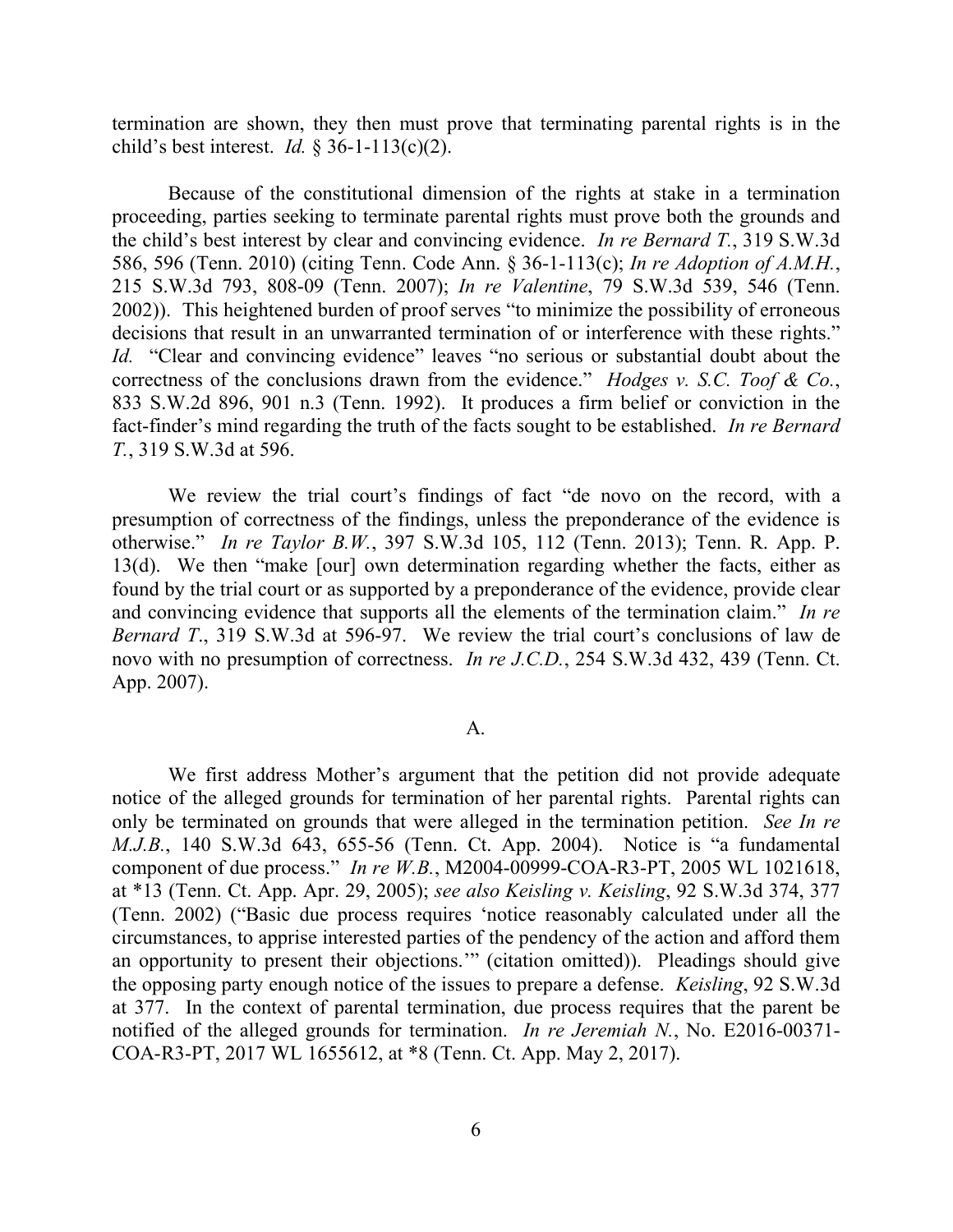termination are shown, they then must prove that terminating parental rights is in the child's best interest. *Id.* § 36-1-113(c)(2).

Because of the constitutional dimension of the rights at stake in a termination proceeding, parties seeking to terminate parental rights must prove both the grounds and the child's best interest by clear and convincing evidence. *In re Bernard T.*, 319 S.W.3d 586, 596 (Tenn. 2010) (citing Tenn. Code Ann. § 36-1-113(c); *In re Adoption of A.M.H.*, 215 S.W.3d 793, 808-09 (Tenn. 2007); *In re Valentine*, 79 S.W.3d 539, 546 (Tenn. 2002)). This heightened burden of proof serves "to minimize the possibility of erroneous decisions that result in an unwarranted termination of or interference with these rights." *Id.* "Clear and convincing evidence" leaves "no serious or substantial doubt about the correctness of the conclusions drawn from the evidence." *Hodges v. S.C. Toof & Co.*, 833 S.W.2d 896, 901 n.3 (Tenn. 1992). It produces a firm belief or conviction in the fact-finder's mind regarding the truth of the facts sought to be established. *In re Bernard T.*, 319 S.W.3d at 596.

We review the trial court's findings of fact "de novo on the record, with a presumption of correctness of the findings, unless the preponderance of the evidence is otherwise." *In re Taylor B.W.*, 397 S.W.3d 105, 112 (Tenn. 2013); Tenn. R. App. P. 13(d). We then "make [our] own determination regarding whether the facts, either as found by the trial court or as supported by a preponderance of the evidence, provide clear and convincing evidence that supports all the elements of the termination claim." *In re Bernard T.*, 319 S.W.3d at 596-97. We review the trial court's conclusions of law de novo with no presumption of correctness. *In re J.C.D.*, 254 S.W.3d 432, 439 (Tenn. Ct. App. 2007).

A.

We first address Mother's argument that the petition did not provide adequate notice of the alleged grounds for termination of her parental rights. Parental rights can only be terminated on grounds that were alleged in the termination petition. *See In re M.J.B.*, 140 S.W.3d 643, 655-56 (Tenn. Ct. App. 2004). Notice is "a fundamental component of due process." *In re W.B.*, M2004-00999-COA-R3-PT, 2005 WL 1021618, at *13 (Tenn. Ct. App. Apr. 29, 2005); *see also Keisling v. Keisling*, 92 S.W.3d 374, 377 (Tenn. 2002) ("Basic due process requires 'notice reasonably calculated under all the circumstances, to apprise interested parties of the pendency of the action and afford them an opportunity to present their objections.'" (citation omitted)). Pleadings should give the opposing party enough notice of the issues to prepare a defense. *Keisling*, 92 S.W.3d at 377. In the context of parental termination, due process requires that the parent be notified of the alleged grounds for termination. *In re Jeremiah N.*, No. E2016-00371-COA-R3-PT, 2017 WL 1655612, at *8 (Tenn. Ct. App. May 2, 2017).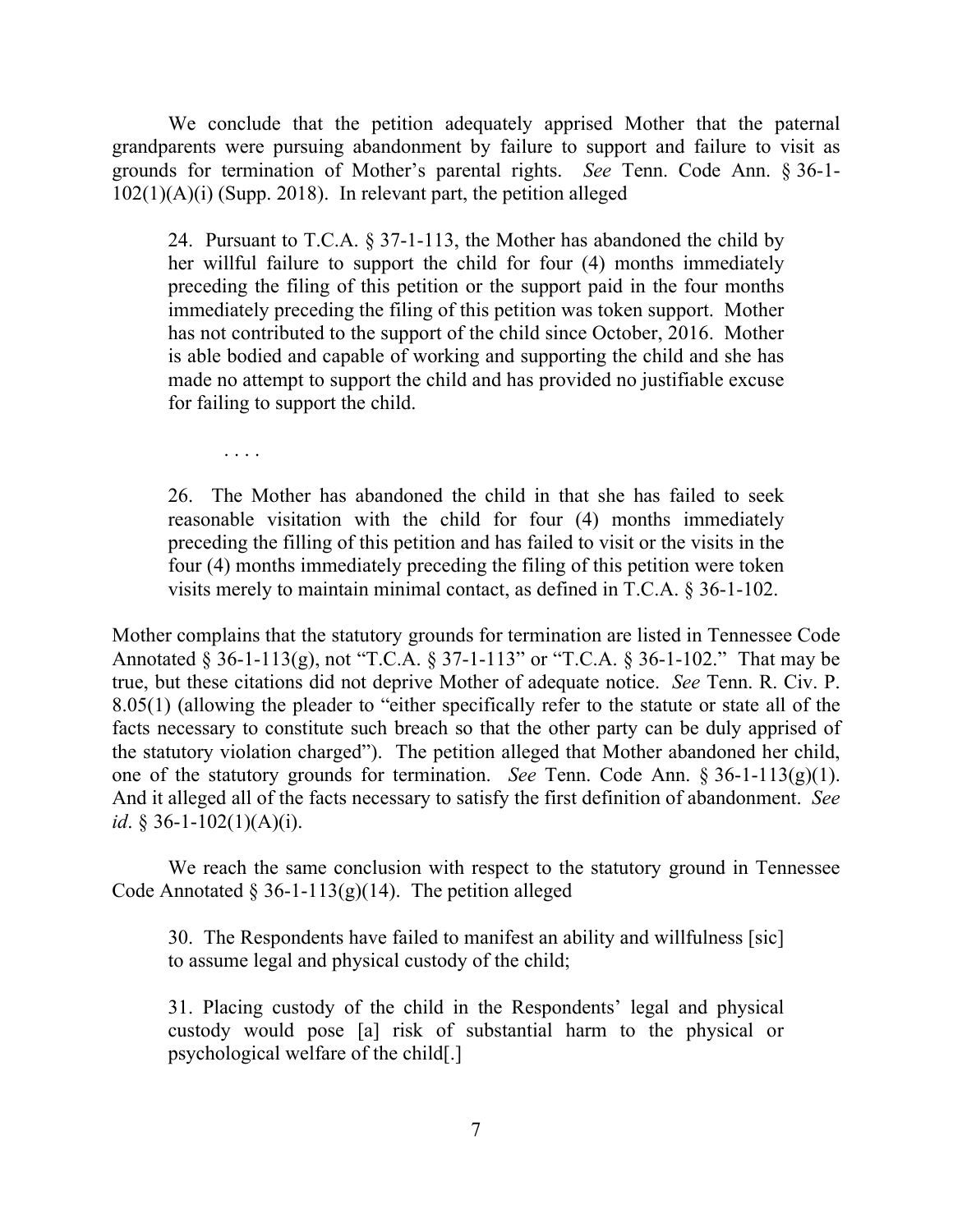We conclude that the petition adequately apprised Mother that the paternal grandparents were pursuing abandonment by failure to support and failure to visit as grounds for termination of Mother's parental rights. *See* Tenn. Code Ann. § 36-1-102(1)(A)(i) (Supp. 2018). In relevant part, the petition alleged

> 24. Pursuant to T.C.A. § 37-1-113, the Mother has abandoned the child by her willful failure to support the child for four (4) months immediately preceding the filing of this petition or the support paid in the four months immediately preceding the filing of this petition was token support. Mother has not contributed to the support of the child since October, 2016. Mother is able bodied and capable of working and supporting the child and she has made no attempt to support the child and has provided no justifiable excuse for failing to support the child.
>
> . . . .
>
> 26. The Mother has abandoned the child in that she has failed to seek reasonable visitation with the child for four (4) months immediately preceding the filling of this petition and has failed to visit or the visits in the four (4) months immediately preceding the filing of this petition were token visits merely to maintain minimal contact, as defined in T.C.A. § 36-1-102.

Mother complains that the statutory grounds for termination are listed in Tennessee Code Annotated § 36-1-113(g), not "T.C.A. § 37-1-113" or "T.C.A. § 36-1-102." That may be true, but these citations did not deprive Mother of adequate notice. *See* Tenn. R. Civ. P. 8.05(1) (allowing the pleader to "either specifically refer to the statute or state all of the facts necessary to constitute such breach so that the other party can be duly apprised of the statutory violation charged"). The petition alleged that Mother abandoned her child, one of the statutory grounds for termination. *See* Tenn. Code Ann. § 36-1-113(g)(1). And it alleged all of the facts necessary to satisfy the first definition of abandonment. *See id*. § 36-1-102(1)(A)(i).

We reach the same conclusion with respect to the statutory ground in Tennessee Code Annotated § 36-1-113(g)(14). The petition alleged

> 30. The Respondents have failed to manifest an ability and willfulness [sic] to assume legal and physical custody of the child;
>
> 31. Placing custody of the child in the Respondents' legal and physical custody would pose [a] risk of substantial harm to the physical or psychological welfare of the child[.]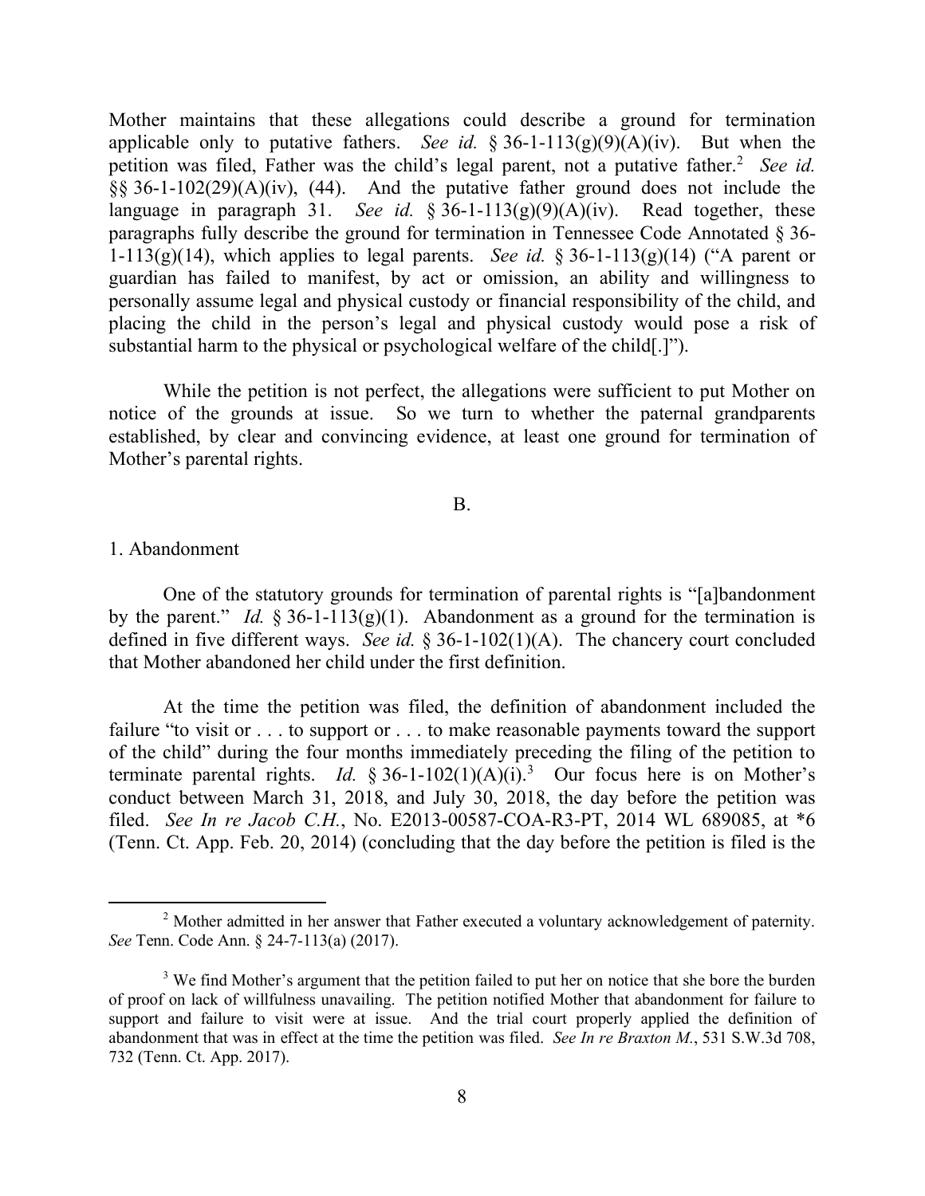Mother maintains that these allegations could describe a ground for termination applicable only to putative fathers. *See id.* § 36-1-113(g)(9)(A)(iv). But when the petition was filed, Father was the child's legal parent, not a putative father.[2] *See id.* §§ 36-1-102(29)(A)(iv), (44). And the putative father ground does not include the language in paragraph 31. *See id.* § 36-1-113(g)(9)(A)(iv). Read together, these paragraphs fully describe the ground for termination in Tennessee Code Annotated § 36-1-113(g)(14), which applies to legal parents. *See id.* § 36-1-113(g)(14) ("A parent or guardian has failed to manifest, by act or omission, an ability and willingness to personally assume legal and physical custody or financial responsibility of the child, and placing the child in the person's legal and physical custody would pose a risk of substantial harm to the physical or psychological welfare of the child[.]").

While the petition is not perfect, the allegations were sufficient to put Mother on notice of the grounds at issue. So we turn to whether the paternal grandparents established, by clear and convincing evidence, at least one ground for termination of Mother's parental rights.

B.

1. Abandonment

One of the statutory grounds for termination of parental rights is "[a]bandonment by the parent." *Id.* § 36-1-113(g)(1). Abandonment as a ground for the termination is defined in five different ways. *See id.* § 36-1-102(1)(A). The chancery court concluded that Mother abandoned her child under the first definition.

At the time the petition was filed, the definition of abandonment included the failure "to visit or . . . to support or . . . to make reasonable payments toward the support of the child" during the four months immediately preceding the filing of the petition to terminate parental rights. *Id.* § 36-1-102(1)(A)(i).[3] Our focus here is on Mother's conduct between March 31, 2018, and July 30, 2018, the day before the petition was filed. *See In re Jacob C.H.*, No. E2013-00587-COA-R3-PT, 2014 WL 689085, at *6 (Tenn. Ct. App. Feb. 20, 2014) (concluding that the day before the petition is filed is the

---

[2] Mother admitted in her answer that Father executed a voluntary acknowledgement of paternity. *See* Tenn. Code Ann. § 24-7-113(a) (2017).

[3] We find Mother's argument that the petition failed to put her on notice that she bore the burden of proof on lack of willfulness unavailing. The petition notified Mother that abandonment for failure to support and failure to visit were at issue. And the trial court properly applied the definition of abandonment that was in effect at the time the petition was filed. *See In re Braxton M.*, 531 S.W.3d 708, 732 (Tenn. Ct. App. 2017).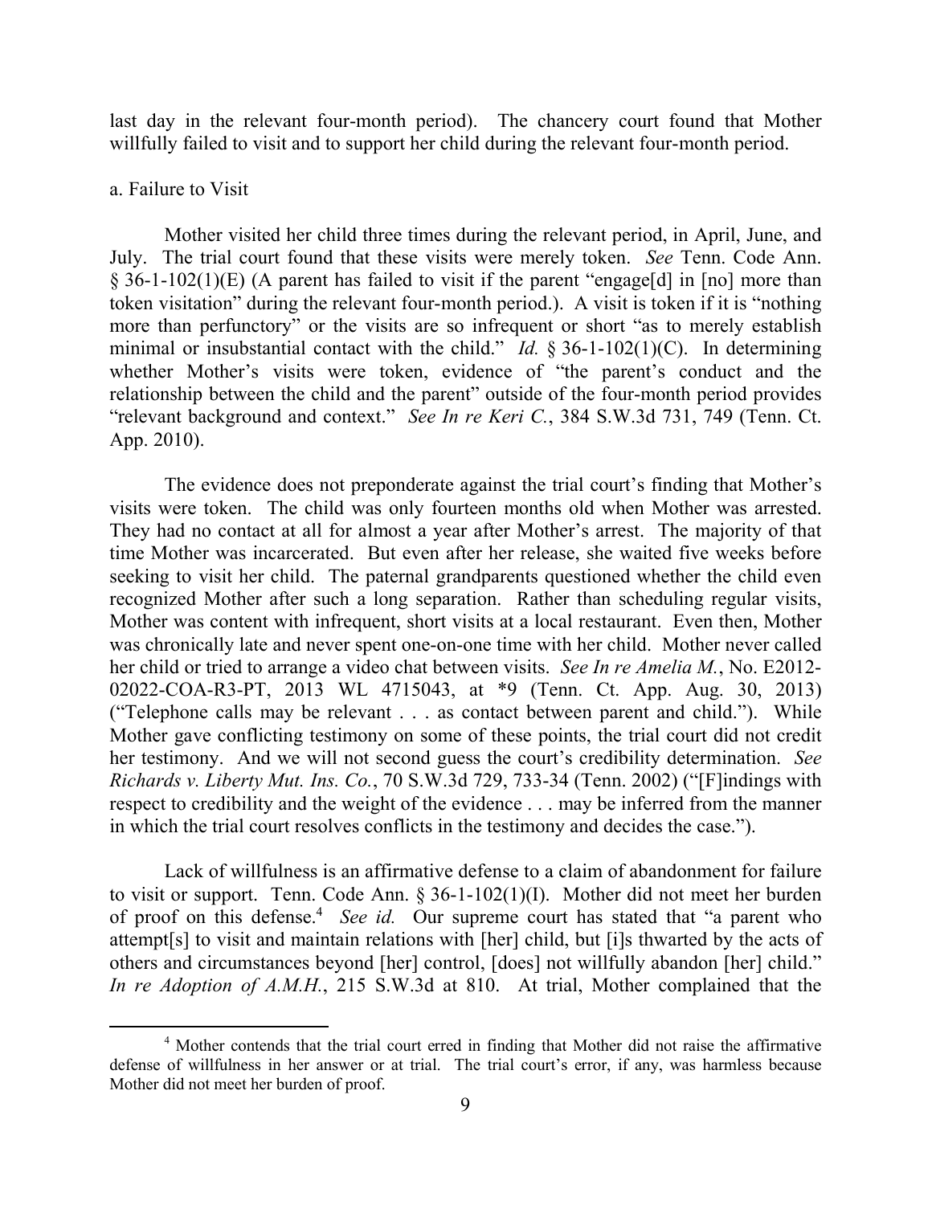last day in the relevant four-month period). The chancery court found that Mother willfully failed to visit and to support her child during the relevant four-month period.

a. Failure to Visit

Mother visited her child three times during the relevant period, in April, June, and July. The trial court found that these visits were merely token. *See* Tenn. Code Ann. § 36-1-102(1)(E) (A parent has failed to visit if the parent "engage[d] in [no] more than token visitation" during the relevant four-month period.). A visit is token if it is "nothing more than perfunctory" or the visits are so infrequent or short "as to merely establish minimal or insubstantial contact with the child." *Id.* § 36-1-102(1)(C). In determining whether Mother's visits were token, evidence of "the parent's conduct and the relationship between the child and the parent" outside of the four-month period provides "relevant background and context." *See In re Keri C.*, 384 S.W.3d 731, 749 (Tenn. Ct. App. 2010).

The evidence does not preponderate against the trial court's finding that Mother's visits were token. The child was only fourteen months old when Mother was arrested. They had no contact at all for almost a year after Mother's arrest. The majority of that time Mother was incarcerated. But even after her release, she waited five weeks before seeking to visit her child. The paternal grandparents questioned whether the child even recognized Mother after such a long separation. Rather than scheduling regular visits, Mother was content with infrequent, short visits at a local restaurant. Even then, Mother was chronically late and never spent one-on-one time with her child. Mother never called her child or tried to arrange a video chat between visits. *See In re Amelia M.*, No. E2012-02022-COA-R3-PT, 2013 WL 4715043, at \*9 (Tenn. Ct. App. Aug. 30, 2013) ("Telephone calls may be relevant . . . as contact between parent and child."). While Mother gave conflicting testimony on some of these points, the trial court did not credit her testimony. And we will not second guess the court's credibility determination. *See Richards v. Liberty Mut. Ins. Co.*, 70 S.W.3d 729, 733-34 (Tenn. 2002) ("[F]indings with respect to credibility and the weight of the evidence . . . may be inferred from the manner in which the trial court resolves conflicts in the testimony and decides the case.").

Lack of willfulness is an affirmative defense to a claim of abandonment for failure to visit or support. Tenn. Code Ann. § 36-1-102(1)(I). Mother did not meet her burden of proof on this defense.[4] *See id.* Our supreme court has stated that "a parent who attempt[s] to visit and maintain relations with [her] child, but [i]s thwarted by the acts of others and circumstances beyond [her] control, [does] not willfully abandon [her] child." *In re Adoption of A.M.H.*, 215 S.W.3d at 810. At trial, Mother complained that the

---

[4] Mother contends that the trial court erred in finding that Mother did not raise the affirmative defense of willfulness in her answer or at trial. The trial court's error, if any, was harmless because Mother did not meet her burden of proof.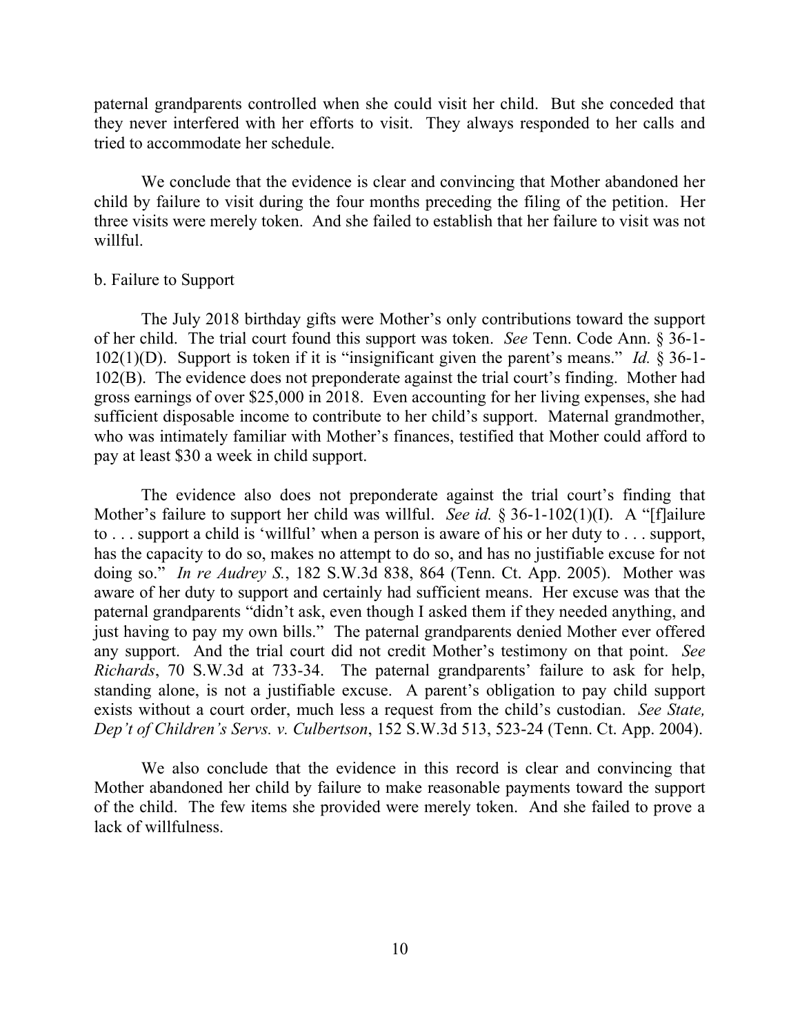paternal grandparents controlled when she could visit her child. But she conceded that they never interfered with her efforts to visit. They always responded to her calls and tried to accommodate her schedule.

We conclude that the evidence is clear and convincing that Mother abandoned her child by failure to visit during the four months preceding the filing of the petition. Her three visits were merely token. And she failed to establish that her failure to visit was not willful.

b. Failure to Support

The July 2018 birthday gifts were Mother's only contributions toward the support of her child. The trial court found this support was token. *See* Tenn. Code Ann. § 36-1-102(1)(D). Support is token if it is "insignificant given the parent's means." *Id.* § 36-1-102(B). The evidence does not preponderate against the trial court's finding. Mother had gross earnings of over $25,000 in 2018. Even accounting for her living expenses, she had sufficient disposable income to contribute to her child's support. Maternal grandmother, who was intimately familiar with Mother's finances, testified that Mother could afford to pay at least $30 a week in child support.

The evidence also does not preponderate against the trial court's finding that Mother's failure to support her child was willful. *See id.* § 36-1-102(1)(I). A "[f]ailure to . . . support a child is 'willful' when a person is aware of his or her duty to . . . support, has the capacity to do so, makes no attempt to do so, and has no justifiable excuse for not doing so." *In re Audrey S.*, 182 S.W.3d 838, 864 (Tenn. Ct. App. 2005). Mother was aware of her duty to support and certainly had sufficient means. Her excuse was that the paternal grandparents "didn't ask, even though I asked them if they needed anything, and just having to pay my own bills." The paternal grandparents denied Mother ever offered any support. And the trial court did not credit Mother's testimony on that point. *See Richards*, 70 S.W.3d at 733-34. The paternal grandparents' failure to ask for help, standing alone, is not a justifiable excuse. A parent's obligation to pay child support exists without a court order, much less a request from the child's custodian. *See State, Dep't of Children's Servs. v. Culbertson*, 152 S.W.3d 513, 523-24 (Tenn. Ct. App. 2004).

We also conclude that the evidence in this record is clear and convincing that Mother abandoned her child by failure to make reasonable payments toward the support of the child. The few items she provided were merely token. And she failed to prove a lack of willfulness.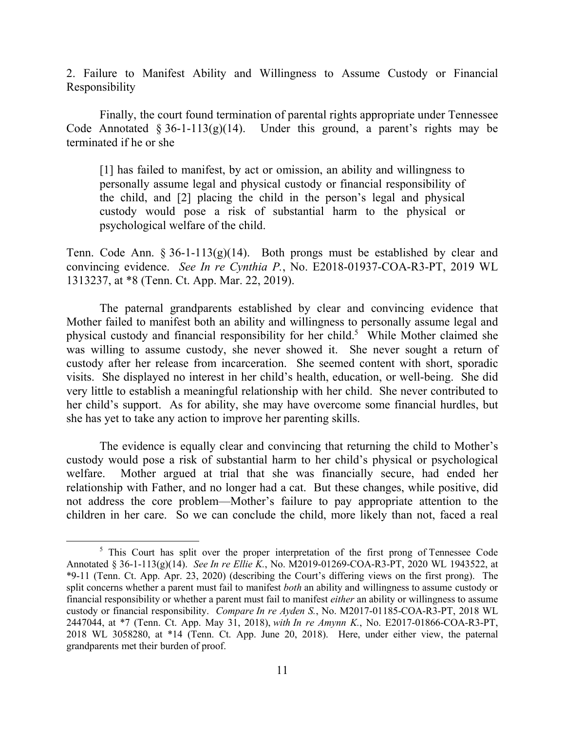2. Failure to Manifest Ability and Willingness to Assume Custody or Financial Responsibility

Finally, the court found termination of parental rights appropriate under Tennessee Code Annotated § 36-1-113(g)(14). Under this ground, a parent's rights may be terminated if he or she

> [1] has failed to manifest, by act or omission, an ability and willingness to personally assume legal and physical custody or financial responsibility of the child, and [2] placing the child in the person's legal and physical custody would pose a risk of substantial harm to the physical or psychological welfare of the child.

Tenn. Code Ann. § 36-1-113(g)(14). Both prongs must be established by clear and convincing evidence. *See In re Cynthia P.*, No. E2018-01937-COA-R3-PT, 2019 WL 1313237, at *8 (Tenn. Ct. App. Mar. 22, 2019).

The paternal grandparents established by clear and convincing evidence that Mother failed to manifest both an ability and willingness to personally assume legal and physical custody and financial responsibility for her child.[5] While Mother claimed she was willing to assume custody, she never showed it. She never sought a return of custody after her release from incarceration. She seemed content with short, sporadic visits. She displayed no interest in her child's health, education, or well-being. She did very little to establish a meaningful relationship with her child. She never contributed to her child's support. As for ability, she may have overcome some financial hurdles, but she has yet to take any action to improve her parenting skills.

The evidence is equally clear and convincing that returning the child to Mother's custody would pose a risk of substantial harm to her child's physical or psychological welfare. Mother argued at trial that she was financially secure, had ended her relationship with Father, and no longer had a cat. But these changes, while positive, did not address the core problem—Mother's failure to pay appropriate attention to the children in her care. So we can conclude the child, more likely than not, faced a real

---

[5] This Court has split over the proper interpretation of the first prong of Tennessee Code Annotated § 36-1-113(g)(14). *See In re Ellie K.*, No. M2019-01269-COA-R3-PT, 2020 WL 1943522, at *9-11 (Tenn. Ct. App. Apr. 23, 2020) (describing the Court's differing views on the first prong). The split concerns whether a parent must fail to manifest *both* an ability and willingness to assume custody or financial responsibility or whether a parent must fail to manifest *either* an ability or willingness to assume custody or financial responsibility. *Compare In re Ayden S.*, No. M2017-01185-COA-R3-PT, 2018 WL 2447044, at *7 (Tenn. Ct. App. May 31, 2018), *with In re Amynn K.*, No. E2017-01866-COA-R3-PT, 2018 WL 3058280, at *14 (Tenn. Ct. App. June 20, 2018). Here, under either view, the paternal grandparents met their burden of proof.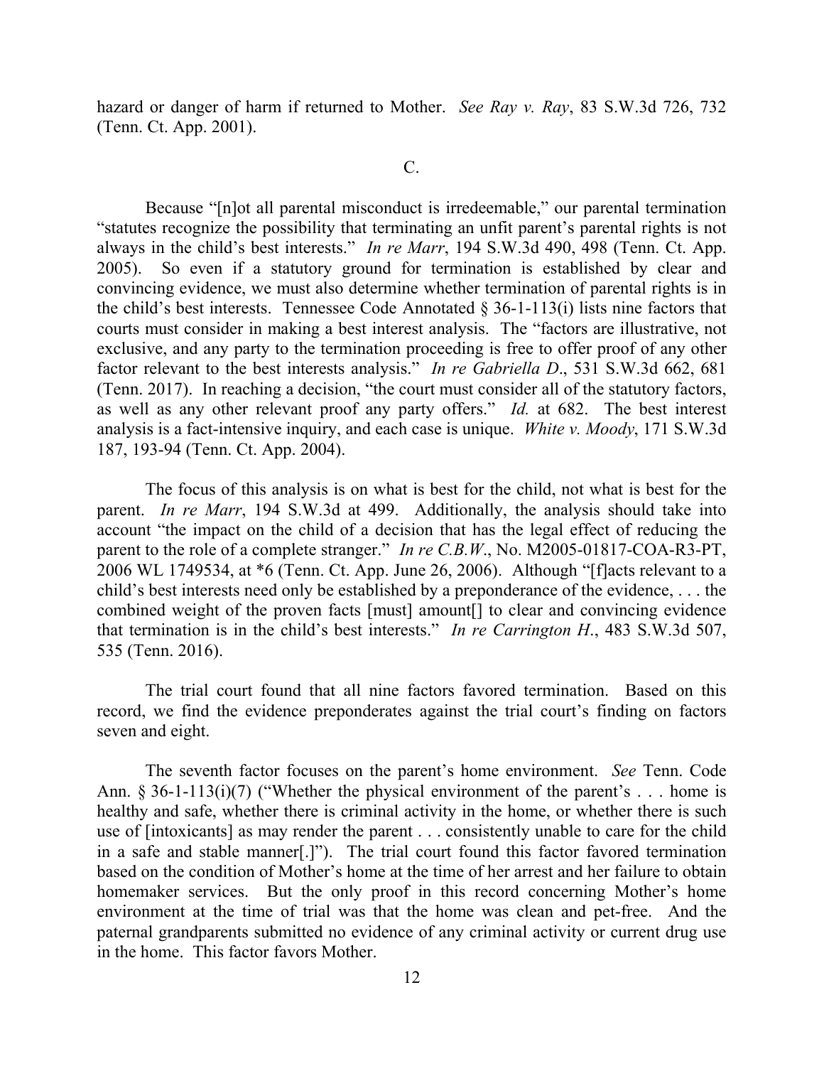hazard or danger of harm if returned to Mother. *See Ray v. Ray*, 83 S.W.3d 726, 732 (Tenn. Ct. App. 2001).

C.

Because "[n]ot all parental misconduct is irredeemable," our parental termination "statutes recognize the possibility that terminating an unfit parent's parental rights is not always in the child's best interests." *In re Marr*, 194 S.W.3d 490, 498 (Tenn. Ct. App. 2005). So even if a statutory ground for termination is established by clear and convincing evidence, we must also determine whether termination of parental rights is in the child's best interests. Tennessee Code Annotated § 36-1-113(i) lists nine factors that courts must consider in making a best interest analysis. The "factors are illustrative, not exclusive, and any party to the termination proceeding is free to offer proof of any other factor relevant to the best interests analysis." *In re Gabriella D*., 531 S.W.3d 662, 681 (Tenn. 2017). In reaching a decision, "the court must consider all of the statutory factors, as well as any other relevant proof any party offers." *Id.* at 682. The best interest analysis is a fact-intensive inquiry, and each case is unique. *White v. Moody*, 171 S.W.3d 187, 193-94 (Tenn. Ct. App. 2004).

The focus of this analysis is on what is best for the child, not what is best for the parent. *In re Marr*, 194 S.W.3d at 499. Additionally, the analysis should take into account "the impact on the child of a decision that has the legal effect of reducing the parent to the role of a complete stranger." *In re C.B.W*., No. M2005-01817-COA-R3-PT, 2006 WL 1749534, at *6 (Tenn. Ct. App. June 26, 2006). Although "[f]acts relevant to a child's best interests need only be established by a preponderance of the evidence, . . . the combined weight of the proven facts [must] amount[] to clear and convincing evidence that termination is in the child's best interests." *In re Carrington H*., 483 S.W.3d 507, 535 (Tenn. 2016).

The trial court found that all nine factors favored termination. Based on this record, we find the evidence preponderates against the trial court's finding on factors seven and eight.

The seventh factor focuses on the parent's home environment. *See* Tenn. Code Ann. § 36-1-113(i)(7) ("Whether the physical environment of the parent's . . . home is healthy and safe, whether there is criminal activity in the home, or whether there is such use of [intoxicants] as may render the parent . . . consistently unable to care for the child in a safe and stable manner[.]"). The trial court found this factor favored termination based on the condition of Mother's home at the time of her arrest and her failure to obtain homemaker services. But the only proof in this record concerning Mother's home environment at the time of trial was that the home was clean and pet-free. And the paternal grandparents submitted no evidence of any criminal activity or current drug use in the home. This factor favors Mother.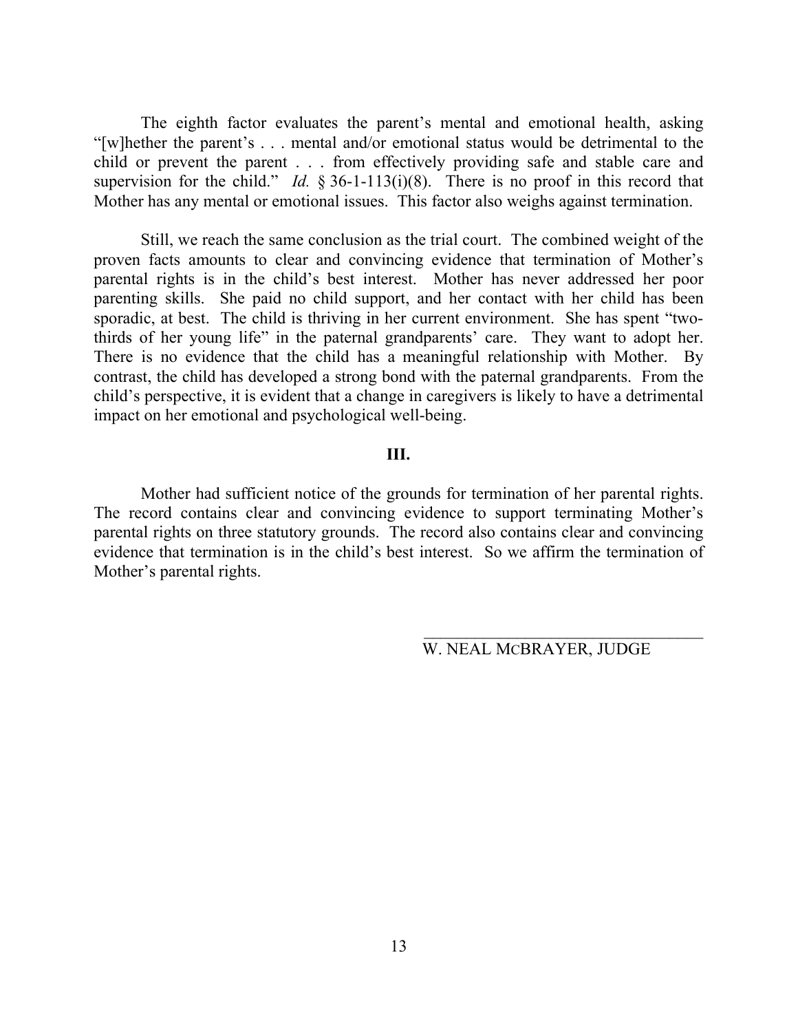The eighth factor evaluates the parent's mental and emotional health, asking "[w]hether the parent's . . . mental and/or emotional status would be detrimental to the child or prevent the parent . . . from effectively providing safe and stable care and supervision for the child." *Id.* § 36-1-113(i)(8). There is no proof in this record that Mother has any mental or emotional issues. This factor also weighs against termination.

Still, we reach the same conclusion as the trial court. The combined weight of the proven facts amounts to clear and convincing evidence that termination of Mother's parental rights is in the child's best interest. Mother has never addressed her poor parenting skills. She paid no child support, and her contact with her child has been sporadic, at best. The child is thriving in her current environment. She has spent "two-thirds of her young life" in the paternal grandparents' care. They want to adopt her. There is no evidence that the child has a meaningful relationship with Mother. By contrast, the child has developed a strong bond with the paternal grandparents. From the child's perspective, it is evident that a change in caregivers is likely to have a detrimental impact on her emotional and psychological well-being.

## III.

Mother had sufficient notice of the grounds for termination of her parental rights. The record contains clear and convincing evidence to support terminating Mother's parental rights on three statutory grounds. The record also contains clear and convincing evidence that termination is in the child's best interest. So we affirm the termination of Mother's parental rights.

\_\_\_\_\_\_\_\_\_\_\_\_\_\_\_\_\_\_\_\_\_\_\_\_\_\_\_\_\_\_\_\_\_\_\_\_

W. NEAL MCBRAYER, JUDGE